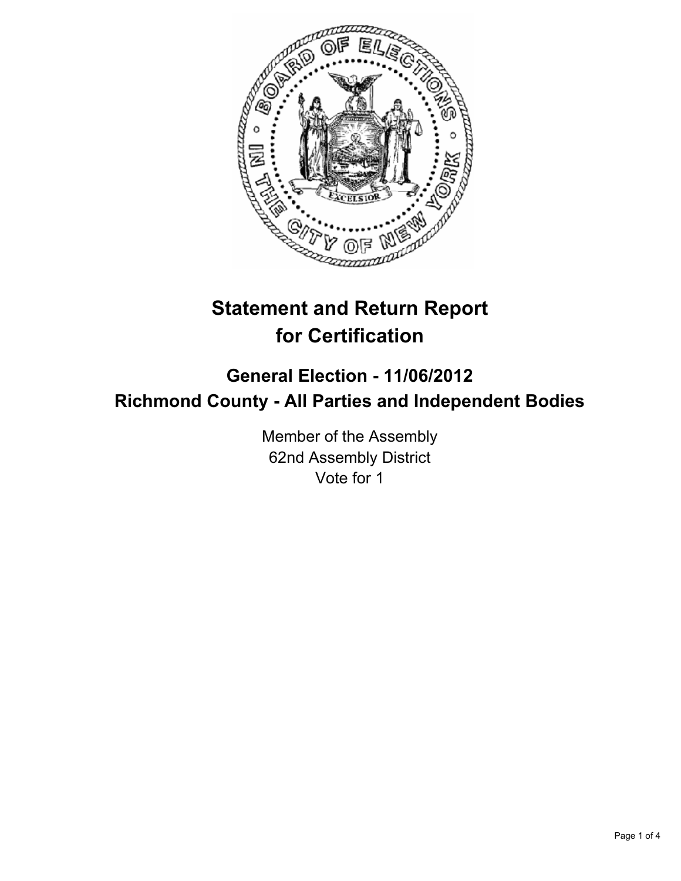# Statement and Return Report for Certification

## General Election - 11/06/2012
## Richmond County - All Parties and Independent Bodies

Member of the Assembly
62nd Assembly District
Vote for 1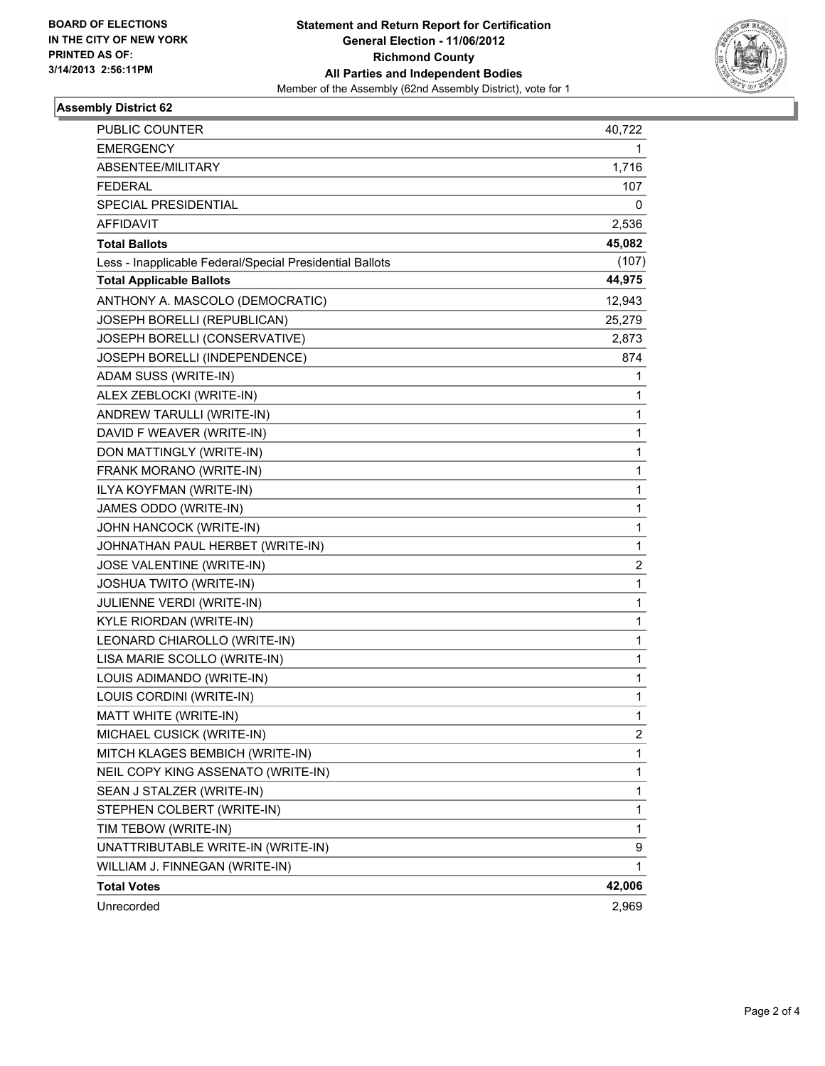BOARD OF ELECTIONS
IN THE CITY OF NEW YORK
PRINTED AS OF:
3/14/2013 2:56:11PM

**Statement and Return Report for Certification**
**General Election - 11/06/2012**
**Richmond County**
**All Parties and Independent Bodies**
Member of the Assembly (62nd Assembly District), vote for 1

## Assembly District 62

| | |
|---|---|
| PUBLIC COUNTER | 40,722 |
| EMERGENCY | 1 |
| ABSENTEE/MILITARY | 1,716 |
| FEDERAL | 107 |
| SPECIAL PRESIDENTIAL | 0 |
| AFFIDAVIT | 2,536 |
| **Total Ballots** | **45,082** |
| Less - Inapplicable Federal/Special Presidential Ballots | (107) |
| **Total Applicable Ballots** | **44,975** |
| ANTHONY A. MASCOLO (DEMOCRATIC) | 12,943 |
| JOSEPH BORELLI (REPUBLICAN) | 25,279 |
| JOSEPH BORELLI (CONSERVATIVE) | 2,873 |
| JOSEPH BORELLI (INDEPENDENCE) | 874 |
| ADAM SUSS (WRITE-IN) | 1 |
| ALEX ZEBLOCKI (WRITE-IN) | 1 |
| ANDREW TARULLI (WRITE-IN) | 1 |
| DAVID F WEAVER (WRITE-IN) | 1 |
| DON MATTINGLY (WRITE-IN) | 1 |
| FRANK MORANO (WRITE-IN) | 1 |
| ILYA KOYFMAN (WRITE-IN) | 1 |
| JAMES ODDO (WRITE-IN) | 1 |
| JOHN HANCOCK (WRITE-IN) | 1 |
| JOHNATHAN PAUL HERBET (WRITE-IN) | 1 |
| JOSE VALENTINE (WRITE-IN) | 2 |
| JOSHUA TWITO (WRITE-IN) | 1 |
| JULIENNE VERDI (WRITE-IN) | 1 |
| KYLE RIORDAN (WRITE-IN) | 1 |
| LEONARD CHIAROLLO (WRITE-IN) | 1 |
| LISA MARIE SCOLLO (WRITE-IN) | 1 |
| LOUIS ADIMANDO (WRITE-IN) | 1 |
| LOUIS CORDINI (WRITE-IN) | 1 |
| MATT WHITE (WRITE-IN) | 1 |
| MICHAEL CUSICK (WRITE-IN) | 2 |
| MITCH KLAGES BEMBICH (WRITE-IN) | 1 |
| NEIL COPY KING ASSENATO (WRITE-IN) | 1 |
| SEAN J STALZER (WRITE-IN) | 1 |
| STEPHEN COLBERT (WRITE-IN) | 1 |
| TIM TEBOW (WRITE-IN) | 1 |
| UNATTRIBUTABLE WRITE-IN (WRITE-IN) | 9 |
| WILLIAM J. FINNEGAN (WRITE-IN) | 1 |
| **Total Votes** | **42,006** |
| Unrecorded | 2,969 |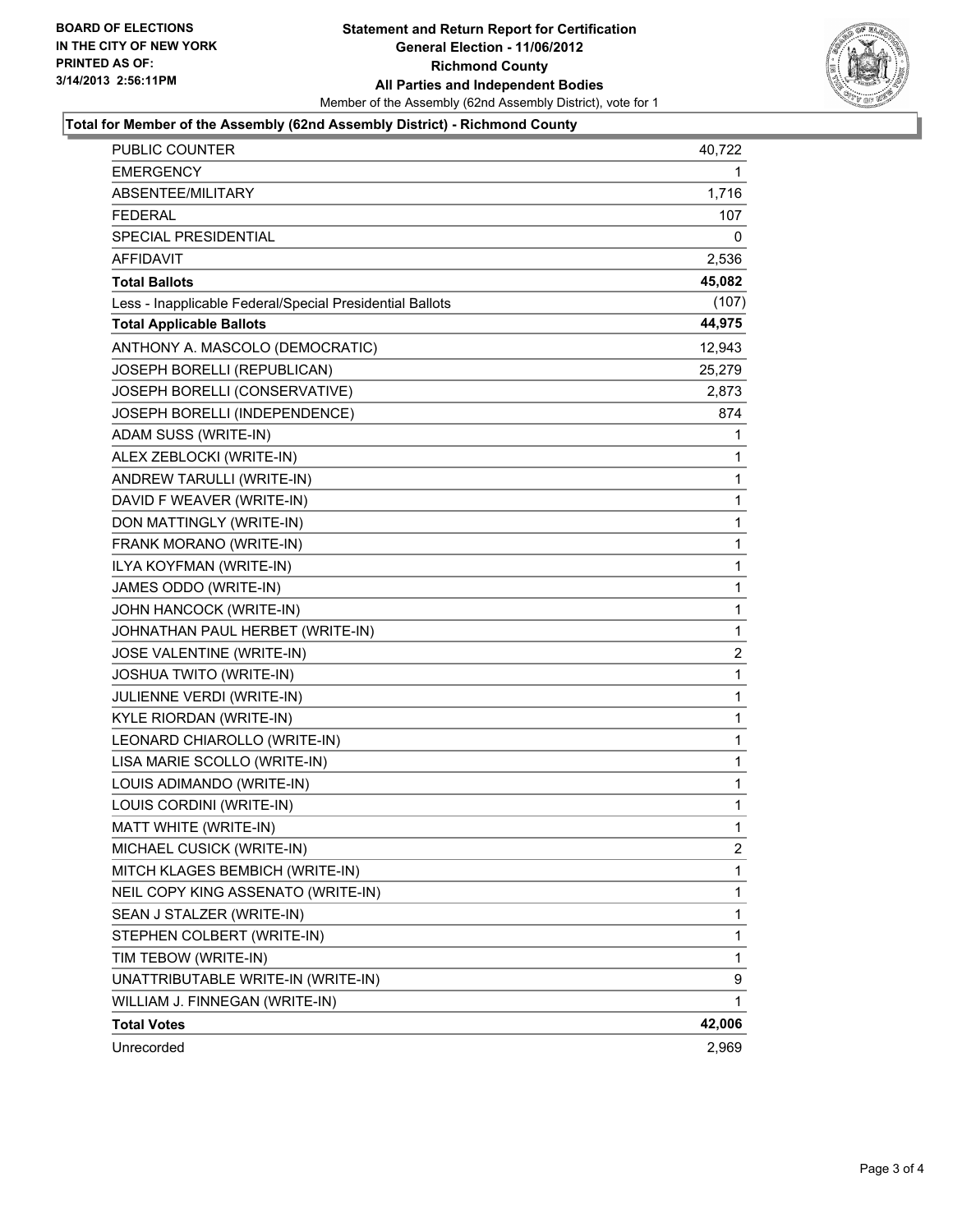**BOARD OF ELECTIONS IN THE CITY OF NEW YORK**
**PRINTED AS OF: 3/14/2013 2:56:11PM**

# Statement and Return Report for Certification
## General Election - 11/06/2012
## Richmond County
## All Parties and Independent Bodies

Member of the Assembly (62nd Assembly District), vote for 1

### Total for Member of the Assembly (62nd Assembly District) - Richmond County

| | |
|---|---|
| PUBLIC COUNTER | 40,722 |
| EMERGENCY | 1 |
| ABSENTEE/MILITARY | 1,716 |
| FEDERAL | 107 |
| SPECIAL PRESIDENTIAL | 0 |
| AFFIDAVIT | 2,536 |
| **Total Ballots** | **45,082** |
| Less - Inapplicable Federal/Special Presidential Ballots | (107) |
| **Total Applicable Ballots** | **44,975** |
| ANTHONY A. MASCOLO (DEMOCRATIC) | 12,943 |
| JOSEPH BORELLI (REPUBLICAN) | 25,279 |
| JOSEPH BORELLI (CONSERVATIVE) | 2,873 |
| JOSEPH BORELLI (INDEPENDENCE) | 874 |
| ADAM SUSS (WRITE-IN) | 1 |
| ALEX ZEBLOCKI (WRITE-IN) | 1 |
| ANDREW TARULLI (WRITE-IN) | 1 |
| DAVID F WEAVER (WRITE-IN) | 1 |
| DON MATTINGLY (WRITE-IN) | 1 |
| FRANK MORANO (WRITE-IN) | 1 |
| ILYA KOYFMAN (WRITE-IN) | 1 |
| JAMES ODDO (WRITE-IN) | 1 |
| JOHN HANCOCK (WRITE-IN) | 1 |
| JOHNATHAN PAUL HERBET (WRITE-IN) | 1 |
| JOSE VALENTINE (WRITE-IN) | 2 |
| JOSHUA TWITO (WRITE-IN) | 1 |
| JULIENNE VERDI (WRITE-IN) | 1 |
| KYLE RIORDAN (WRITE-IN) | 1 |
| LEONARD CHIAROLLO (WRITE-IN) | 1 |
| LISA MARIE SCOLLO (WRITE-IN) | 1 |
| LOUIS ADIMANDO (WRITE-IN) | 1 |
| LOUIS CORDINI (WRITE-IN) | 1 |
| MATT WHITE (WRITE-IN) | 1 |
| MICHAEL CUSICK (WRITE-IN) | 2 |
| MITCH KLAGES BEMBICH (WRITE-IN) | 1 |
| NEIL COPY KING ASSENATO (WRITE-IN) | 1 |
| SEAN J STALZER (WRITE-IN) | 1 |
| STEPHEN COLBERT (WRITE-IN) | 1 |
| TIM TEBOW (WRITE-IN) | 1 |
| UNATTRIBUTABLE WRITE-IN (WRITE-IN) | 9 |
| WILLIAM J. FINNEGAN (WRITE-IN) | 1 |
| **Total Votes** | **42,006** |
| Unrecorded | 2,969 |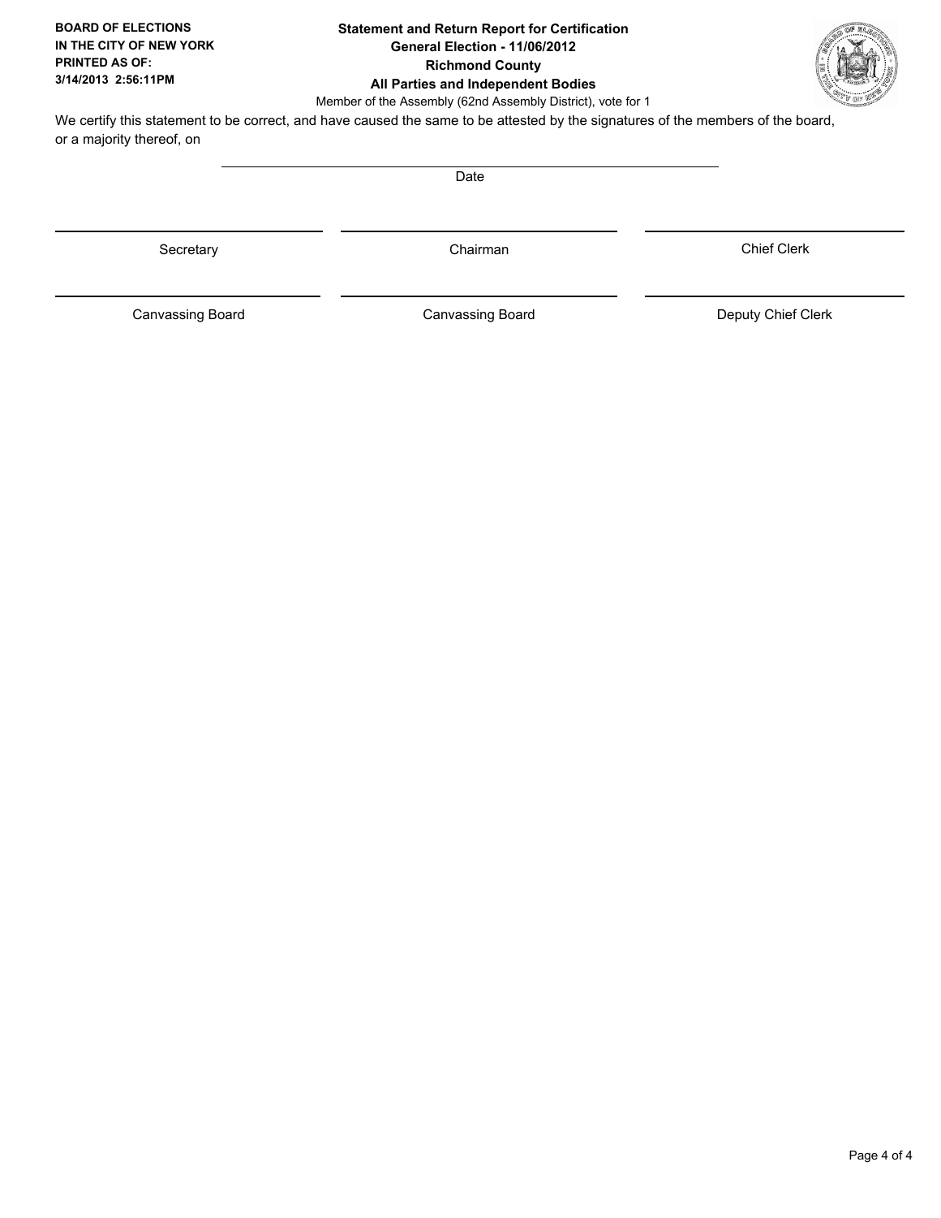**BOARD OF ELECTIONS**
**IN THE CITY OF NEW YORK**
**PRINTED AS OF:**
**3/14/2013 2:56:11PM**

**Statement and Return Report for Certification**
**General Election - 11/06/2012**
**Richmond County**
**All Parties and Independent Bodies**
Member of the Assembly (62nd Assembly District), vote for 1

We certify this statement to be correct, and have caused the same to be attested by the signatures of the members of the board, or a majority thereof, on

_______________________________________________
Date

| | | |
|---|---|---|
| Secretary | Chairman | Chief Clerk |
| Canvassing Board | Canvassing Board | Deputy Chief Clerk |